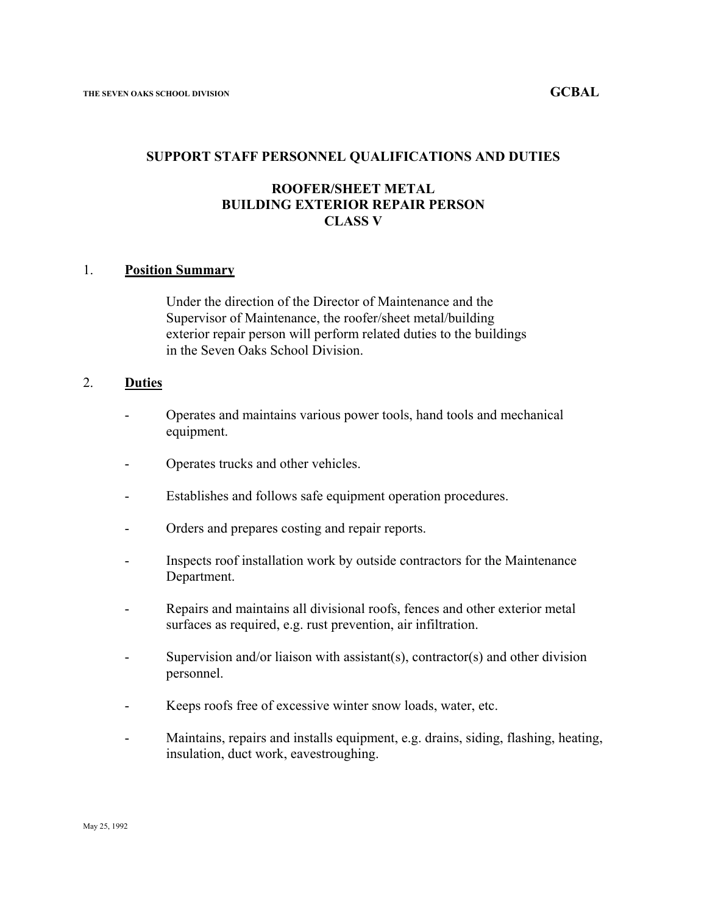# SUPPORT STAFF PERSONNEL QUALIFICATIONS AND DUTIES

## ROOFER/SHEET METAL
## BUILDING EXTERIOR REPAIR PERSON
## CLASS V

### 1. Position Summary

Under the direction of the Director of Maintenance and the Supervisor of Maintenance, the roofer/sheet metal/building exterior repair person will perform related duties to the buildings in the Seven Oaks School Division.

### 2. Duties

- Operates and maintains various power tools, hand tools and mechanical equipment.
- Operates trucks and other vehicles.
- Establishes and follows safe equipment operation procedures.
- Orders and prepares costing and repair reports.
- Inspects roof installation work by outside contractors for the Maintenance Department.
- Repairs and maintains all divisional roofs, fences and other exterior metal surfaces as required, e.g. rust prevention, air infiltration.
- Supervision and/or liaison with assistant(s), contractor(s) and other division personnel.
- Keeps roofs free of excessive winter snow loads, water, etc.
- Maintains, repairs and installs equipment, e.g. drains, siding, flashing, heating, insulation, duct work, eavestroughing.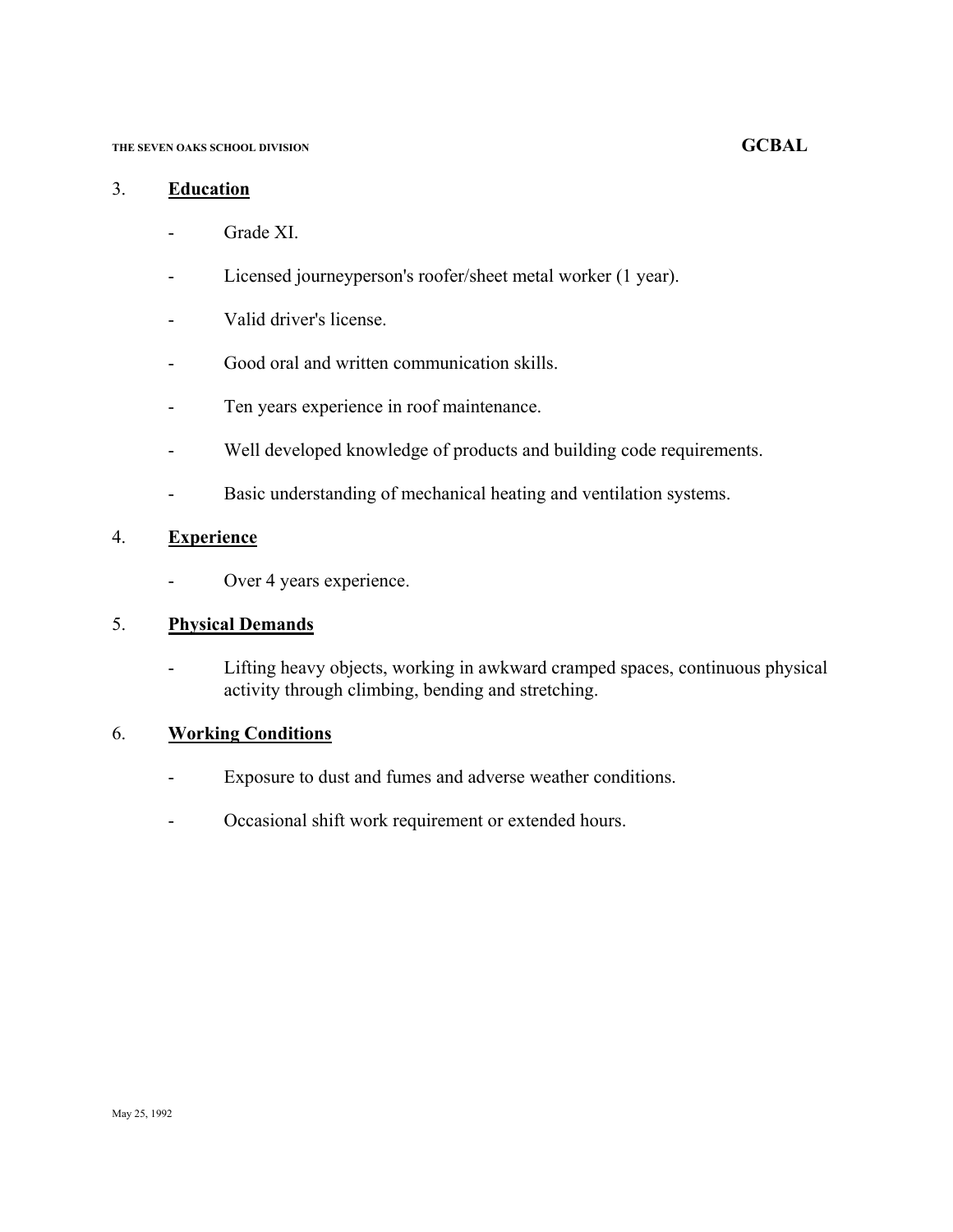3. **Education**

- Grade XI.
- Licensed journeyperson's roofer/sheet metal worker (1 year).
- Valid driver's license.
- Good oral and written communication skills.
- Ten years experience in roof maintenance.
- Well developed knowledge of products and building code requirements.
- Basic understanding of mechanical heating and ventilation systems.

4. **Experience**

- Over 4 years experience.

5. **Physical Demands**

- Lifting heavy objects, working in awkward cramped spaces, continuous physical activity through climbing, bending and stretching.

6. **Working Conditions**

- Exposure to dust and fumes and adverse weather conditions.
- Occasional shift work requirement or extended hours.

May 25, 1992